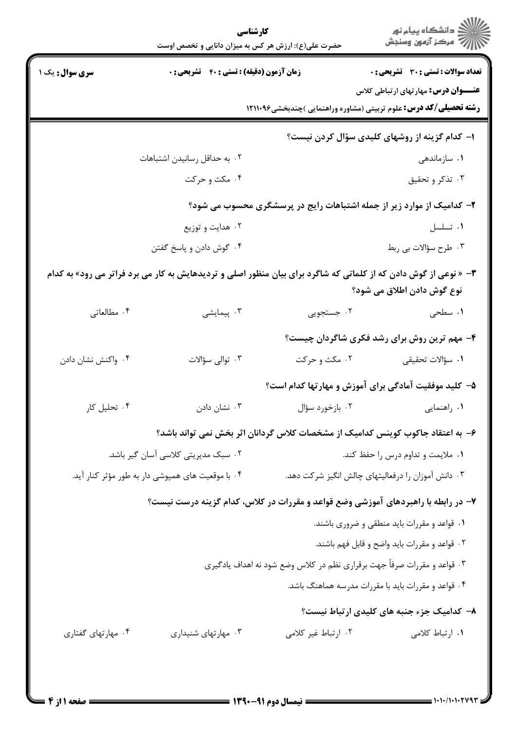**کارشناسی**

حضرت علی(ع): ارزش هر کس به میزان دانایی و تخصص اوست

دانشگاه پیام نور
مرکز آزمون وسنجش

**سری سوال:** یک ۱ | **زمان آزمون (دقیقه) : تستی : ۴۰ تشریحی : ۰** | **تعداد سوالات : تستی : ۳۰ تشریحی : ۰**

**عنـــوان درس:** مهارتهای ارتباطی کلاس

**رشته تحصیلی/کد درس:** علوم تربیتی (مشاوره وراهنمایی )چندبخشی۱۲۱۱۰۹۶

**۱- کدام گزینه از روشهای کلیدی سؤال کردن نیست؟**

۱. سازماندهی
۲. به حداقل رسانیدن اشتباهات
۳. تذکر و تحقیق
۴. مکث و حرکت

**۲- کدامیک از موارد زیر از جمله اشتباهات رایج در پرسشگری محسوب می شود؟**

۱. تسلسل
۲. هدایت و توزیع
۳. طرح سؤالات بی ربط
۴. گوش دادن و پاسخ گفتن

**۳- « نوعی از گوش دادن که از کلماتی که شاگرد برای بیان منظور اصلی و تردیدهایش به کار می برد فراتر می رود» به کدام نوع گوش دادن اطلاق می شود؟**

۱. سطحی
۲. جستجویی
۳. پیمایشی
۴. مطالعاتی

**۴- مهم ترین روش برای رشد فکری شاگردان چیست؟**

۱. سؤالات تحقیقی
۲. مکث و حرکت
۳. توالی سؤالات
۴. واکنش نشان دادن

**۵- کلید موفقیت آمادگی برای آموزش و مهارتها کدام است؟**

۱. راهنمایی
۲. بازخورد سؤال
۳. نشان دادن
۴. تحلیل کار

**۶- به اعتقاد جاکوب کوینس کدامیک از مشخصات کلاس گردانان اثر بخش نمی تواند باشد؟**

۱. ملایمت و تداوم درس را حفظ کند.
۲. سبک مدیریتی کلاسی آسان گیر باشد.
۳. دانش آموزان را درفعالیتهای چالش انگیز شرکت دهد.
۴. با موقعیت های همپوشی دار به طور مؤثر کنار آید.

**۷- در رابطه با راهبردهای آموزشی وضع قواعد و مقررات در کلاس، کدام گزینه درست نیست؟**

۱. قواعد و مقررات باید منطقی و ضروری باشند.
۲. قواعد و مقررات باید واضح و قابل فهم باشند.
۳. قواعد و مقررات صرفاً جهت برقراری نظم در کلاس وضع شود نه اهداف یادگیری
۴. قواعد و مقررات باید با مقررات مدرسه هماهنگ باشد.

**۸- کدامیک جزء جنبه های کلیدی ارتباط نیست؟**

۱. ارتباط کلامی
۲. ارتباط غیر کلامی
۳. مهارتهای شنیداری
۴. مهارتهای گفتاری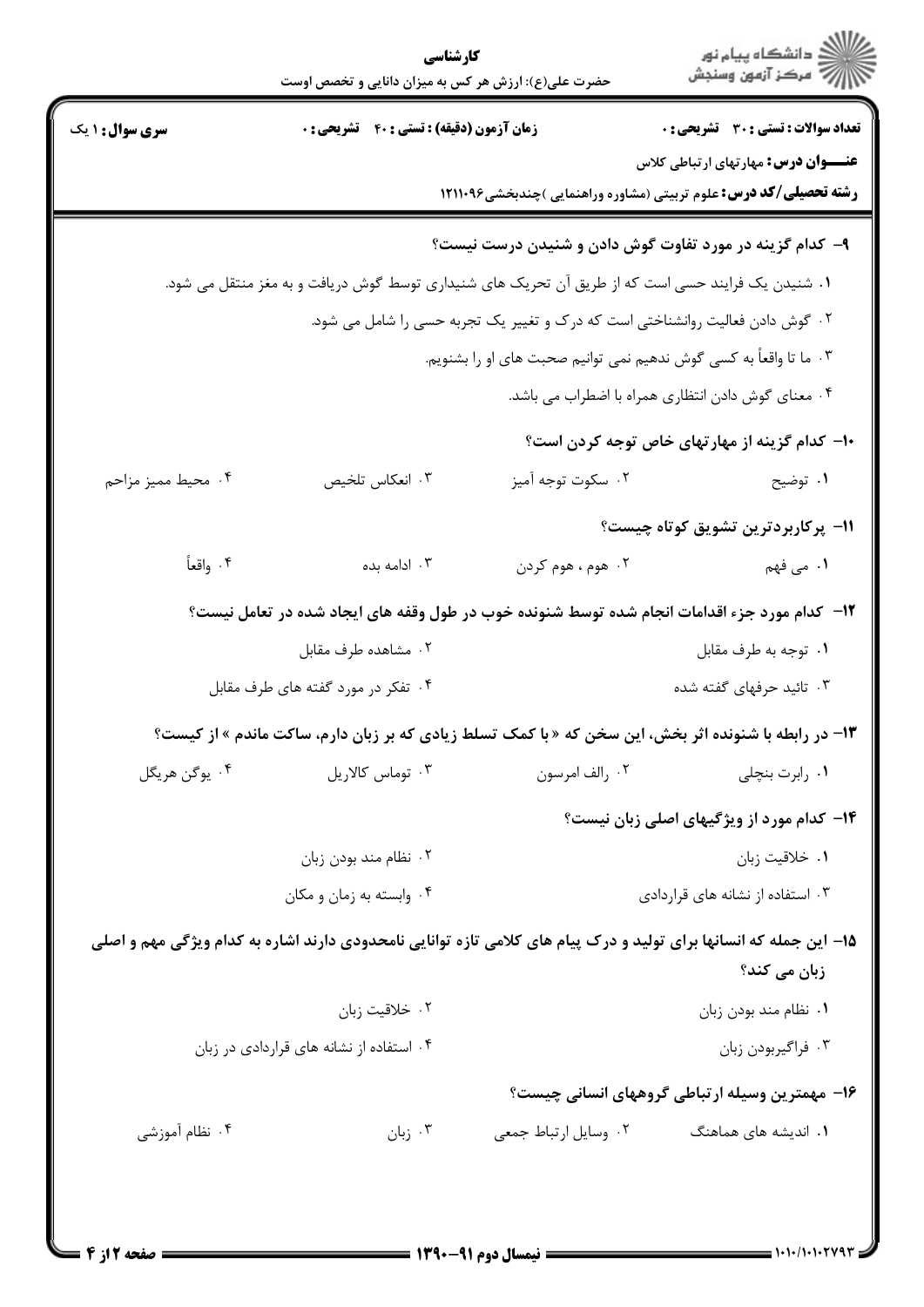**سری سوال:** ۱ یک

**زمان آزمون (دقیقه):** تستی : ۴۰ تشریحی : ۰

**تعداد سوالات:** تستی : ۳۰ تشریحی : ۰

**عنـــوان درس:** مهارتهای ارتباطی کلاس

**رشته تحصیلی/کد درس:** علوم تربیتی (مشاوره وراهنمایی )چندبخشی۱۲۱۱۰۹۶

۹- کدام گزینه در مورد تفاوت گوش دادن و شنیدن درست نیست؟

۱. شنیدن یک فرایند حسی است که از طریق آن تحریک های شنیداری توسط گوش دریافت و به مغز منتقل می شود.

۲. گوش دادن فعالیت روانشناختی است که درک و تغییر یک تجربه حسی را شامل می شود.

۳. ما تا واقعاً به کسی گوش ندهیم نمی توانیم صحبت های او را بشنویم.

۴. معنای گوش دادن انتظاری همراه با اضطراب می باشد.

۱۰- کدام گزینه از مهارتهای خاص توجه کردن است؟

۱. توضیح
۲. سکوت توجه آمیز
۳. انعکاس تلخیص
۴. محیط ممیز مزاحم

۱۱- پرکاربردترین تشویق کوتاه چیست؟

۱. می فهم
۲. هوم ، هوم کردن
۳. ادامه بده
۴. واقعاً

۱۲- کدام مورد جزء اقدامات انجام شده توسط شنونده خوب در طول وقفه های ایجاد شده در تعامل نیست؟

۱. توجه به طرف مقابل
۲. مشاهده طرف مقابل
۳. تائید حرفهای گفته شده
۴. تفکر در مورد گفته های طرف مقابل

۱۳- در رابطه با شنونده اثر بخش، این سخن که « با کمک تسلط زیادی که بر زبان دارم، ساکت ماندم » از کیست؟

۱. رابرت بنچلی
۲. رالف امرسون
۳. توماس کالاریل
۴. یوگن هریگل

۱۴- کدام مورد از ویژگیهای اصلی زبان نیست؟

۱. خلاقیت زبان
۲. نظام مند بودن زبان
۳. استفاده از نشانه های قراردادی
۴. وابسته به زمان و مکان

۱۵- این جمله که انسانها برای تولید و درک پیام های کلامی تازه توانایی نامحدودی دارند اشاره به کدام ویژگی مهم و اصلی زبان می کند؟

۱. نظام مند بودن زبان
۲. خلاقیت زبان
۳. فراگیربودن زبان
۴. استفاده از نشانه های قراردادی در زبان

۱۶- مهمترین وسیله ارتباطی گروههای انسانی چیست؟

۱. اندیشه های هماهنگ
۲. وسایل ارتباط جمعی
۳. زبان
۴. نظام آموزشی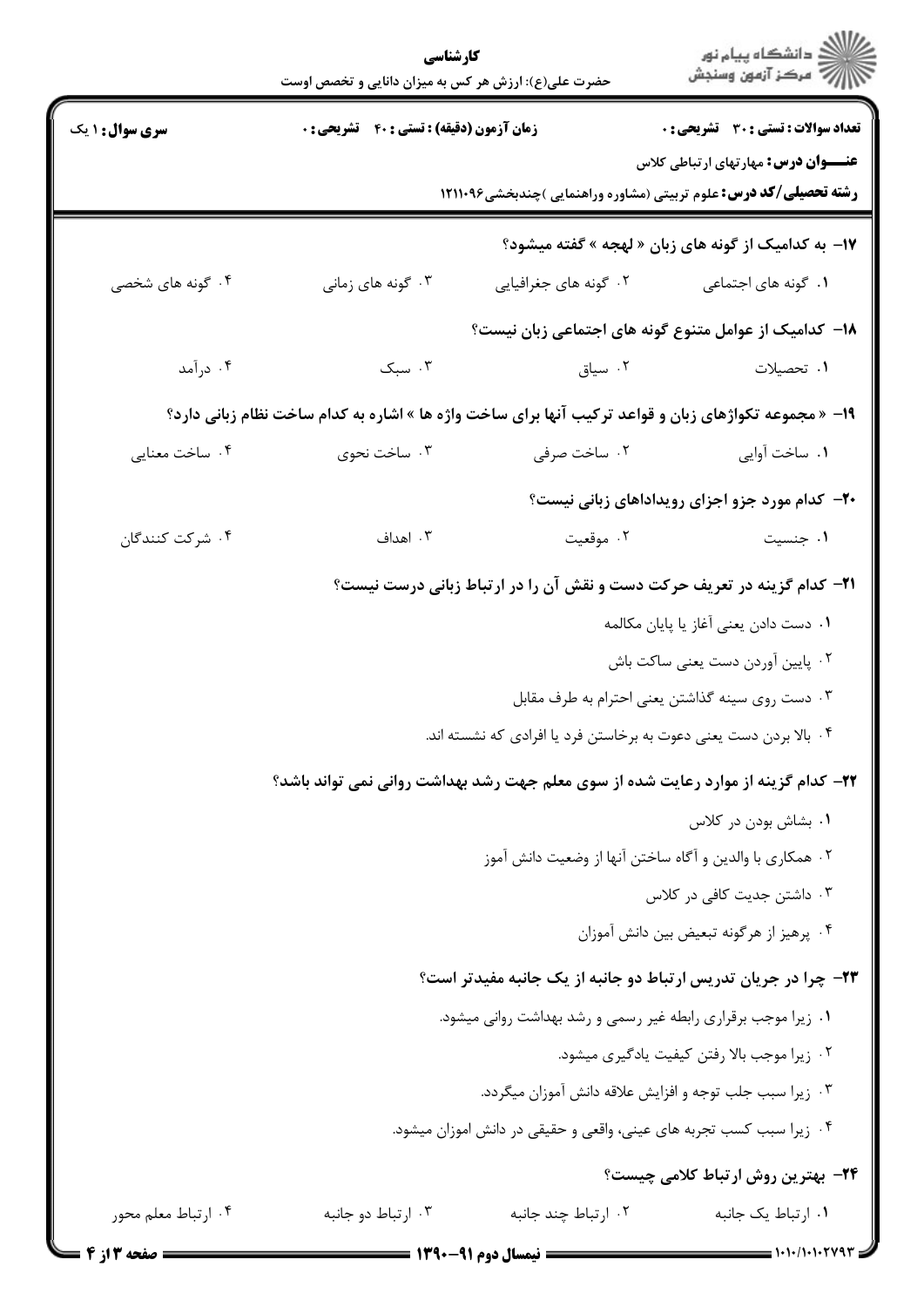۱۷- به کدامیک از گونه های زبان « لهجه » گفته میشود؟

۱. گونه های اجتماعی
۲. گونه های جغرافیایی
۳. گونه های زمانی
۴. گونه های شخصی

۱۸- کدامیک از عوامل متنوع گونه های اجتماعی زبان نیست؟

۱. تحصیلات
۲. سیاق
۳. سبک
۴. درآمد

۱۹- « مجموعه تکواژهای زبان و قواعد ترکیب آنها برای ساخت واژه ها » اشاره به کدام ساخت نظام زبانی دارد؟

۱. ساخت آوایی
۲. ساخت صرفی
۳. ساخت نحوی
۴. ساخت معنایی

۲۰- کدام مورد جزو اجزای رویدادهای زبانی نیست؟

۱. جنسیت
۲. موقعیت
۳. اهداف
۴. شرکت کنندگان

۲۱- کدام گزینه در تعریف حرکت دست و نقش آن را در ارتباط زبانی درست نیست؟

۱. دست دادن یعنی آغاز یا پایان مکالمه
۲. پایین آوردن دست یعنی ساکت باش
۳. دست روی سینه گذاشتن یعنی احترام به طرف مقابل
۴. بالا بردن دست یعنی دعوت به برخاستن فرد یا افرادی که نشسته اند.

۲۲- کدام گزینه از موارد رعایت شده از سوی معلم جهت رشد بهداشت روانی نمی تواند باشد؟

۱. بشاش بودن در کلاس
۲. همکاری با والدین و آگاه ساختن آنها از وضعیت دانش آموز
۳. داشتن جدیت کافی در کلاس
۴. پرهیز از هرگونه تبعیض بین دانش آموزان

۲۳- چرا در جریان تدریس ارتباط دو جانبه از یک جانبه مفیدتر است؟

۱. زیرا موجب برقراری رابطه غیر رسمی و رشد بهداشت روانی میشود.
۲. زیرا موجب بالا رفتن کیفیت یادگیری میشود.
۳. زیرا سبب جلب توجه و افزایش علاقه دانش آموزان میگردد.
۴. زیرا سبب کسب تجربه های عینی، واقعی و حقیقی در دانش اموزان میشود.

۲۴- بهترین روش ارتباط کلامی چیست؟

۱. ارتباط یک جانبه
۲. ارتباط چند جانبه
۳. ارتباط دو جانبه
۴. ارتباط معلم محور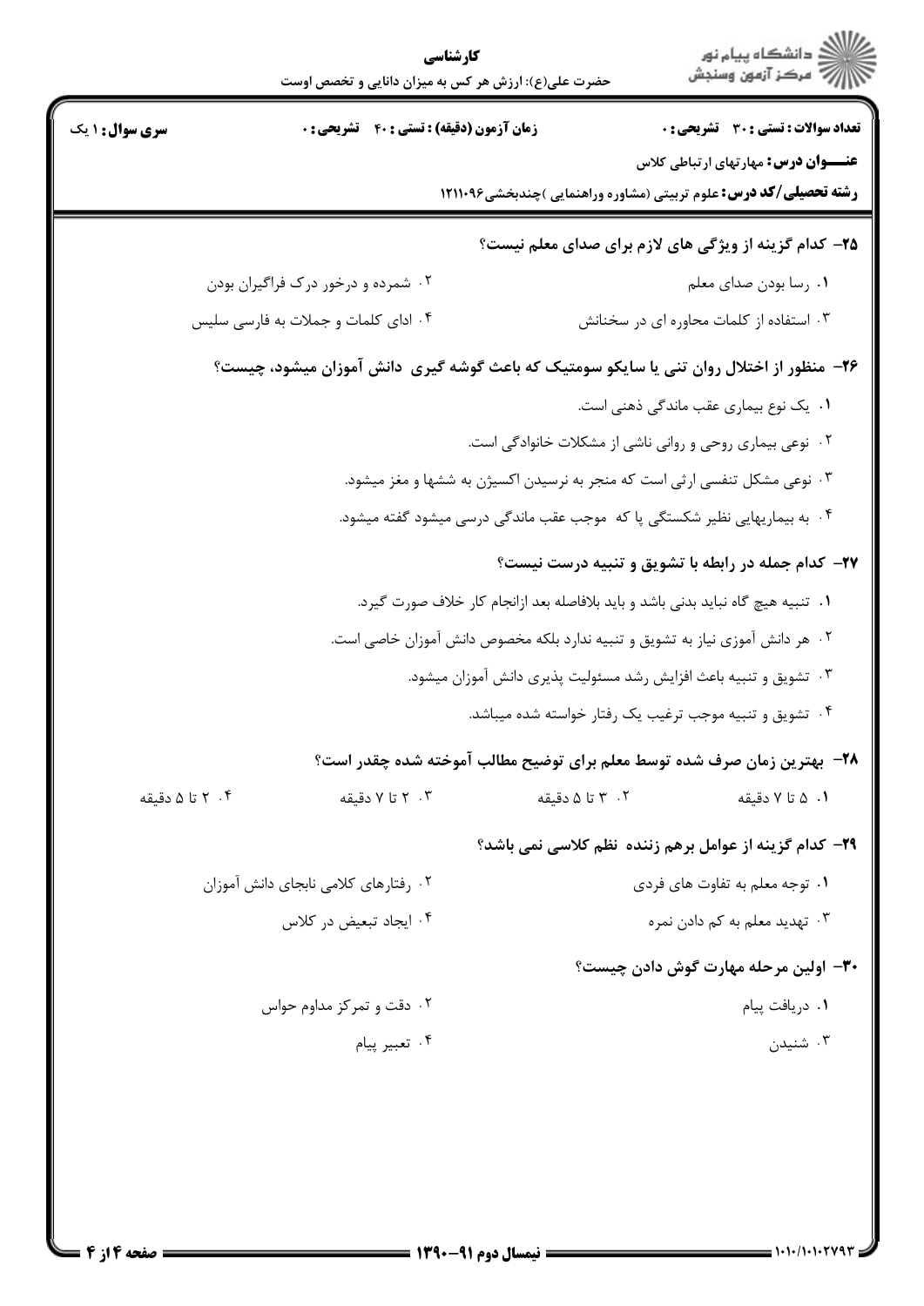**۲۵- کدام گزینه از ویژگی های لازم برای صدای معلم نیست؟**

۱. رسا بودن صدای معلم

۲. شمرده و درخور درک فراگیران بودن

۳. استفاده از کلمات محاوره ای در سخنانش

۴. ادای کلمات و جملات به فارسی سلیس

**۲۶- منظور از اختلال روان تنی یا سایکو سومتیک که باعث گوشه گیری دانش آموزان میشود، چیست؟**

۱. یک نوع بیماری عقب ماندگی ذهنی است.

۲. نوعی بیماری روحی و روانی ناشی از مشکلات خانوادگی است.

۳. نوعی مشکل تنفسی ارثی است که منجر به نرسیدن اکسیژن به ششها و مغز میشود.

۴. به بیماریهایی نظیر شکستگی پا که موجب عقب ماندگی درسی میشود گفته میشود.

**۲۷- کدام جمله در رابطه با تشویق و تنبیه درست نیست؟**

۱. تنبیه هیچ گاه نباید بدنی باشد و باید بلافاصله بعد ازانجام کار خلاف صورت گیرد.

۲. هر دانش آموزی نیاز به تشویق و تنبیه ندارد بلکه مخصوص دانش آموزان خاصی است.

۳. تشویق و تنبیه باعث افزایش رشد مسئولیت پذیری دانش آموزان میشود.

۴. تشویق و تنبیه موجب ترغیب یک رفتار خواسته شده میباشد.

**۲۸- بهترین زمان صرف شده توسط معلم برای توضیح مطالب آموخته شده چقدر است؟**

۱. ۵ تا ۷ دقیقه

۲. ۳ تا ۵ دقیقه

۳. ۲ تا ۷ دقیقه

۴. ۲ تا ۵ دقیقه

**۲۹- کدام گزینه از عوامل برهم زننده نظم کلاسی نمی باشد؟**

۱. توجه معلم به تفاوت های فردی

۲. رفتارهای کلامی نابجای دانش آموزان

۳. تهدید معلم به کم دادن نمره

۴. ایجاد تبعیض در کلاس

**۳۰- اولین مرحله مهارت گوش دادن چیست؟**

۱. دریافت پیام

۲. دقت و تمرکز مداوم حواس

۳. شنیدن

۴. تعبیر پیام